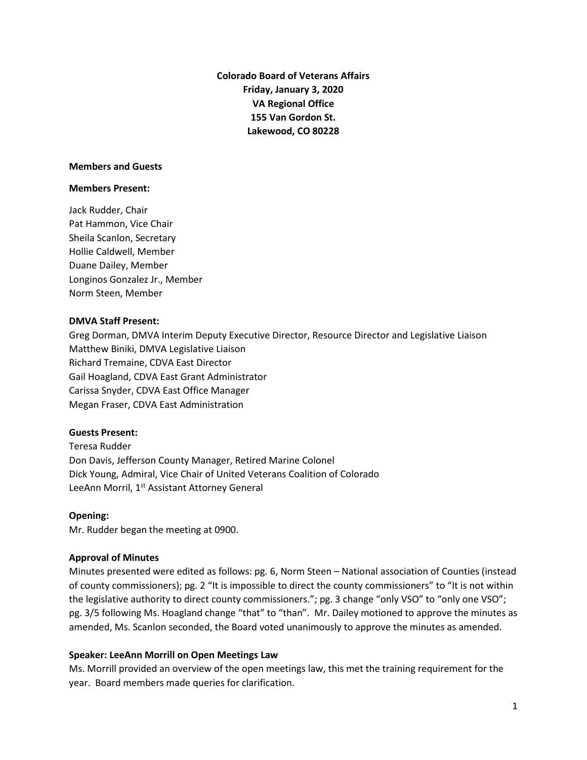**Colorado Board of Veterans Affairs**
**Friday, January 3, 2020**
**VA Regional Office**
**155 Van Gordon St.**
**Lakewood, CO 80228**

**Members and Guests**

**Members Present:**

Jack Rudder, Chair
Pat Hammon, Vice Chair
Sheila Scanlon, Secretary
Hollie Caldwell, Member
Duane Dailey, Member
Longinos Gonzalez Jr., Member
Norm Steen, Member

**DMVA Staff Present:**
Greg Dorman, DMVA Interim Deputy Executive Director, Resource Director and Legislative Liaison
Matthew Biniki, DMVA Legislative Liaison
Richard Tremaine, CDVA East Director
Gail Hoagland, CDVA East Grant Administrator
Carissa Snyder, CDVA East Office Manager
Megan Fraser, CDVA East Administration

**Guests Present:**
Teresa Rudder
Don Davis, Jefferson County Manager, Retired Marine Colonel
Dick Young, Admiral, Vice Chair of United Veterans Coalition of Colorado
LeeAnn Morril, 1st Assistant Attorney General

**Opening:**
Mr. Rudder began the meeting at 0900.

**Approval of Minutes**
Minutes presented were edited as follows: pg. 6, Norm Steen – National association of Counties (instead of county commissioners); pg. 2 "It is impossible to direct the county commissioners" to "It is not within the legislative authority to direct county commissioners."; pg. 3 change "only VSO" to "only one VSO"; pg. 3/5 following Ms. Hoagland change "that" to "than". Mr. Dailey motioned to approve the minutes as amended, Ms. Scanlon seconded, the Board voted unanimously to approve the minutes as amended.

**Speaker: LeeAnn Morrill on Open Meetings Law**
Ms. Morrill provided an overview of the open meetings law, this met the training requirement for the year. Board members made queries for clarification.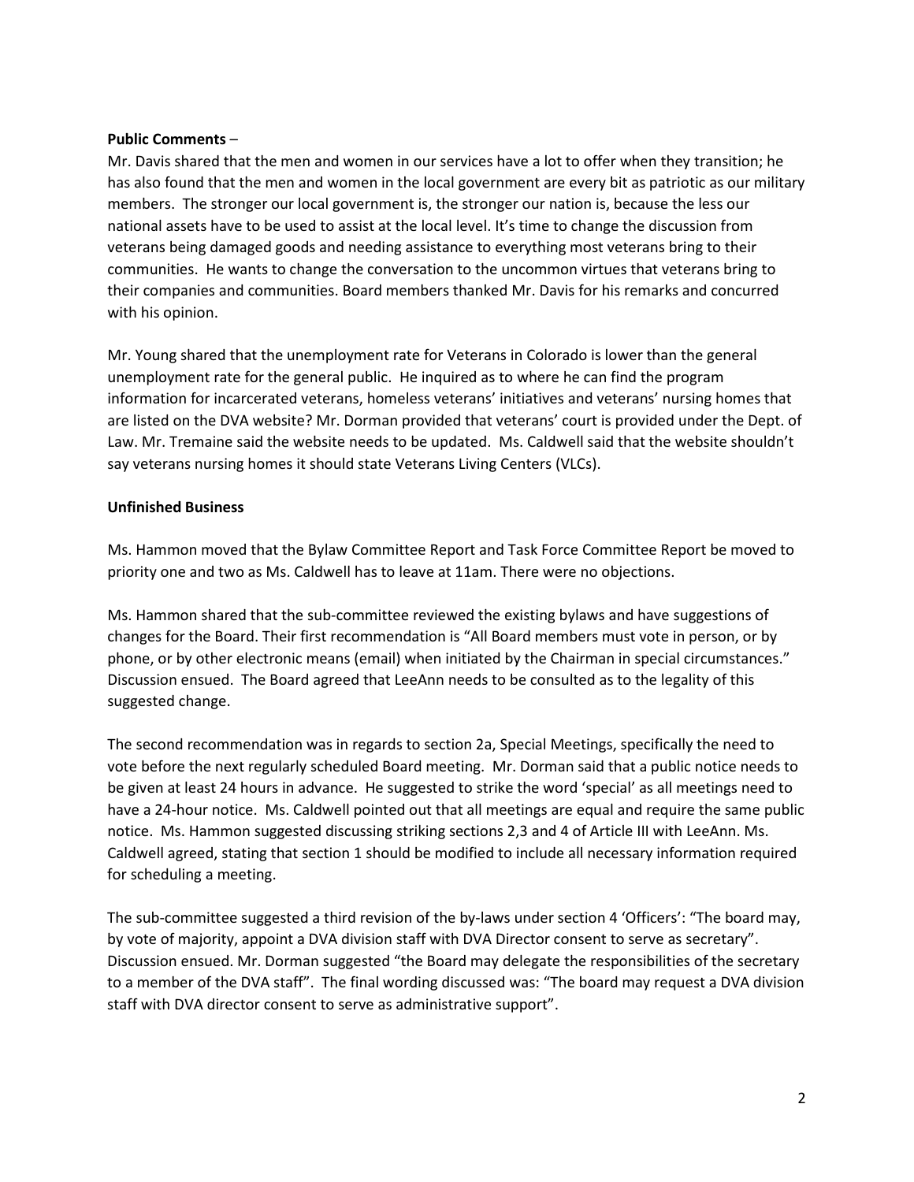**Public Comments** –

Mr. Davis shared that the men and women in our services have a lot to offer when they transition; he has also found that the men and women in the local government are every bit as patriotic as our military members. The stronger our local government is, the stronger our nation is, because the less our national assets have to be used to assist at the local level. It's time to change the discussion from veterans being damaged goods and needing assistance to everything most veterans bring to their communities. He wants to change the conversation to the uncommon virtues that veterans bring to their companies and communities. Board members thanked Mr. Davis for his remarks and concurred with his opinion.

Mr. Young shared that the unemployment rate for Veterans in Colorado is lower than the general unemployment rate for the general public. He inquired as to where he can find the program information for incarcerated veterans, homeless veterans' initiatives and veterans' nursing homes that are listed on the DVA website? Mr. Dorman provided that veterans' court is provided under the Dept. of Law. Mr. Tremaine said the website needs to be updated. Ms. Caldwell said that the website shouldn't say veterans nursing homes it should state Veterans Living Centers (VLCs).

**Unfinished Business**

Ms. Hammon moved that the Bylaw Committee Report and Task Force Committee Report be moved to priority one and two as Ms. Caldwell has to leave at 11am. There were no objections.

Ms. Hammon shared that the sub-committee reviewed the existing bylaws and have suggestions of changes for the Board. Their first recommendation is "All Board members must vote in person, or by phone, or by other electronic means (email) when initiated by the Chairman in special circumstances." Discussion ensued. The Board agreed that LeeAnn needs to be consulted as to the legality of this suggested change.

The second recommendation was in regards to section 2a, Special Meetings, specifically the need to vote before the next regularly scheduled Board meeting. Mr. Dorman said that a public notice needs to be given at least 24 hours in advance. He suggested to strike the word 'special' as all meetings need to have a 24-hour notice. Ms. Caldwell pointed out that all meetings are equal and require the same public notice. Ms. Hammon suggested discussing striking sections 2,3 and 4 of Article III with LeeAnn. Ms. Caldwell agreed, stating that section 1 should be modified to include all necessary information required for scheduling a meeting.

The sub-committee suggested a third revision of the by-laws under section 4 'Officers': "The board may, by vote of majority, appoint a DVA division staff with DVA Director consent to serve as secretary". Discussion ensued. Mr. Dorman suggested "the Board may delegate the responsibilities of the secretary to a member of the DVA staff". The final wording discussed was: "The board may request a DVA division staff with DVA director consent to serve as administrative support".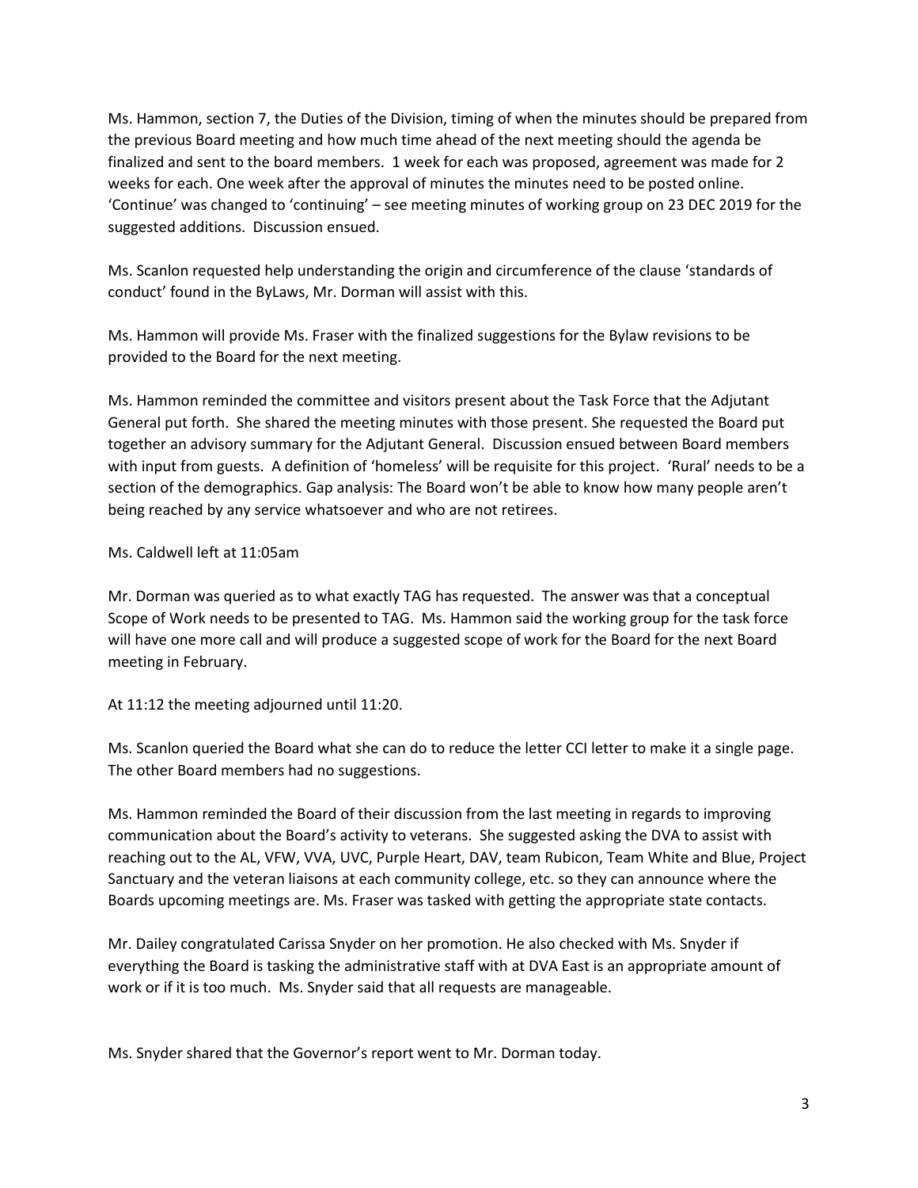Ms. Hammon, section 7, the Duties of the Division, timing of when the minutes should be prepared from the previous Board meeting and how much time ahead of the next meeting should the agenda be finalized and sent to the board members. 1 week for each was proposed, agreement was made for 2 weeks for each. One week after the approval of minutes the minutes need to be posted online. 'Continue' was changed to 'continuing' – see meeting minutes of working group on 23 DEC 2019 for the suggested additions. Discussion ensued.

Ms. Scanlon requested help understanding the origin and circumference of the clause 'standards of conduct' found in the ByLaws, Mr. Dorman will assist with this.

Ms. Hammon will provide Ms. Fraser with the finalized suggestions for the Bylaw revisions to be provided to the Board for the next meeting.

Ms. Hammon reminded the committee and visitors present about the Task Force that the Adjutant General put forth. She shared the meeting minutes with those present. She requested the Board put together an advisory summary for the Adjutant General. Discussion ensued between Board members with input from guests. A definition of 'homeless' will be requisite for this project. 'Rural' needs to be a section of the demographics. Gap analysis: The Board won't be able to know how many people aren't being reached by any service whatsoever and who are not retirees.

Ms. Caldwell left at 11:05am

Mr. Dorman was queried as to what exactly TAG has requested. The answer was that a conceptual Scope of Work needs to be presented to TAG. Ms. Hammon said the working group for the task force will have one more call and will produce a suggested scope of work for the Board for the next Board meeting in February.

At 11:12 the meeting adjourned until 11:20.

Ms. Scanlon queried the Board what she can do to reduce the letter CCI letter to make it a single page. The other Board members had no suggestions.

Ms. Hammon reminded the Board of their discussion from the last meeting in regards to improving communication about the Board's activity to veterans. She suggested asking the DVA to assist with reaching out to the AL, VFW, VVA, UVC, Purple Heart, DAV, team Rubicon, Team White and Blue, Project Sanctuary and the veteran liaisons at each community college, etc. so they can announce where the Boards upcoming meetings are. Ms. Fraser was tasked with getting the appropriate state contacts.

Mr. Dailey congratulated Carissa Snyder on her promotion. He also checked with Ms. Snyder if everything the Board is tasking the administrative staff with at DVA East is an appropriate amount of work or if it is too much. Ms. Snyder said that all requests are manageable.

Ms. Snyder shared that the Governor's report went to Mr. Dorman today.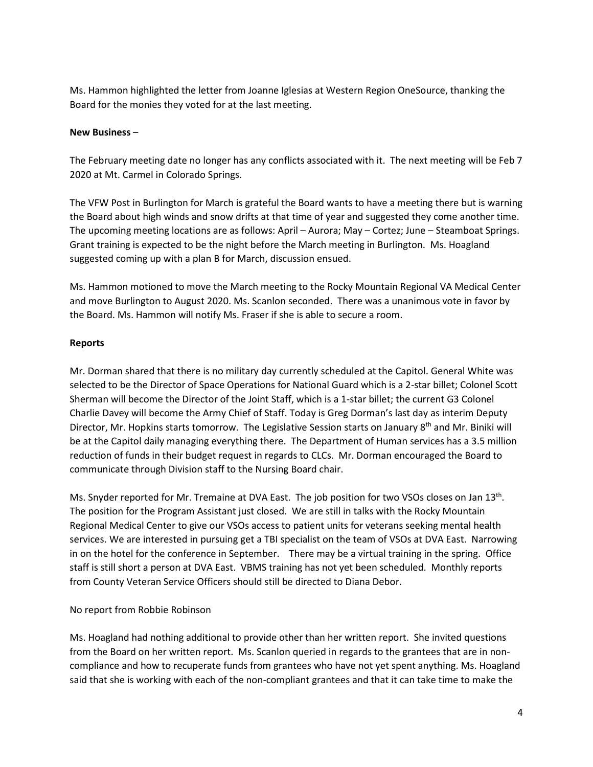Ms. Hammon highlighted the letter from Joanne Iglesias at Western Region OneSource, thanking the Board for the monies they voted for at the last meeting.

**New Business** –

The February meeting date no longer has any conflicts associated with it. The next meeting will be Feb 7 2020 at Mt. Carmel in Colorado Springs.

The VFW Post in Burlington for March is grateful the Board wants to have a meeting there but is warning the Board about high winds and snow drifts at that time of year and suggested they come another time. The upcoming meeting locations are as follows: April – Aurora; May – Cortez; June – Steamboat Springs. Grant training is expected to be the night before the March meeting in Burlington. Ms. Hoagland suggested coming up with a plan B for March, discussion ensued.

Ms. Hammon motioned to move the March meeting to the Rocky Mountain Regional VA Medical Center and move Burlington to August 2020. Ms. Scanlon seconded. There was a unanimous vote in favor by the Board. Ms. Hammon will notify Ms. Fraser if she is able to secure a room.

**Reports**

Mr. Dorman shared that there is no military day currently scheduled at the Capitol. General White was selected to be the Director of Space Operations for National Guard which is a 2-star billet; Colonel Scott Sherman will become the Director of the Joint Staff, which is a 1-star billet; the current G3 Colonel Charlie Davey will become the Army Chief of Staff. Today is Greg Dorman's last day as interim Deputy Director, Mr. Hopkins starts tomorrow. The Legislative Session starts on January 8th and Mr. Biniki will be at the Capitol daily managing everything there. The Department of Human services has a 3.5 million reduction of funds in their budget request in regards to CLCs. Mr. Dorman encouraged the Board to communicate through Division staff to the Nursing Board chair.

Ms. Snyder reported for Mr. Tremaine at DVA East. The job position for two VSOs closes on Jan 13th. The position for the Program Assistant just closed. We are still in talks with the Rocky Mountain Regional Medical Center to give our VSOs access to patient units for veterans seeking mental health services. We are interested in pursuing get a TBI specialist on the team of VSOs at DVA East. Narrowing in on the hotel for the conference in September. There may be a virtual training in the spring. Office staff is still short a person at DVA East. VBMS training has not yet been scheduled. Monthly reports from County Veteran Service Officers should still be directed to Diana Debor.

No report from Robbie Robinson

Ms. Hoagland had nothing additional to provide other than her written report. She invited questions from the Board on her written report. Ms. Scanlon queried in regards to the grantees that are in non-compliance and how to recuperate funds from grantees who have not yet spent anything. Ms. Hoagland said that she is working with each of the non-compliant grantees and that it can take time to make the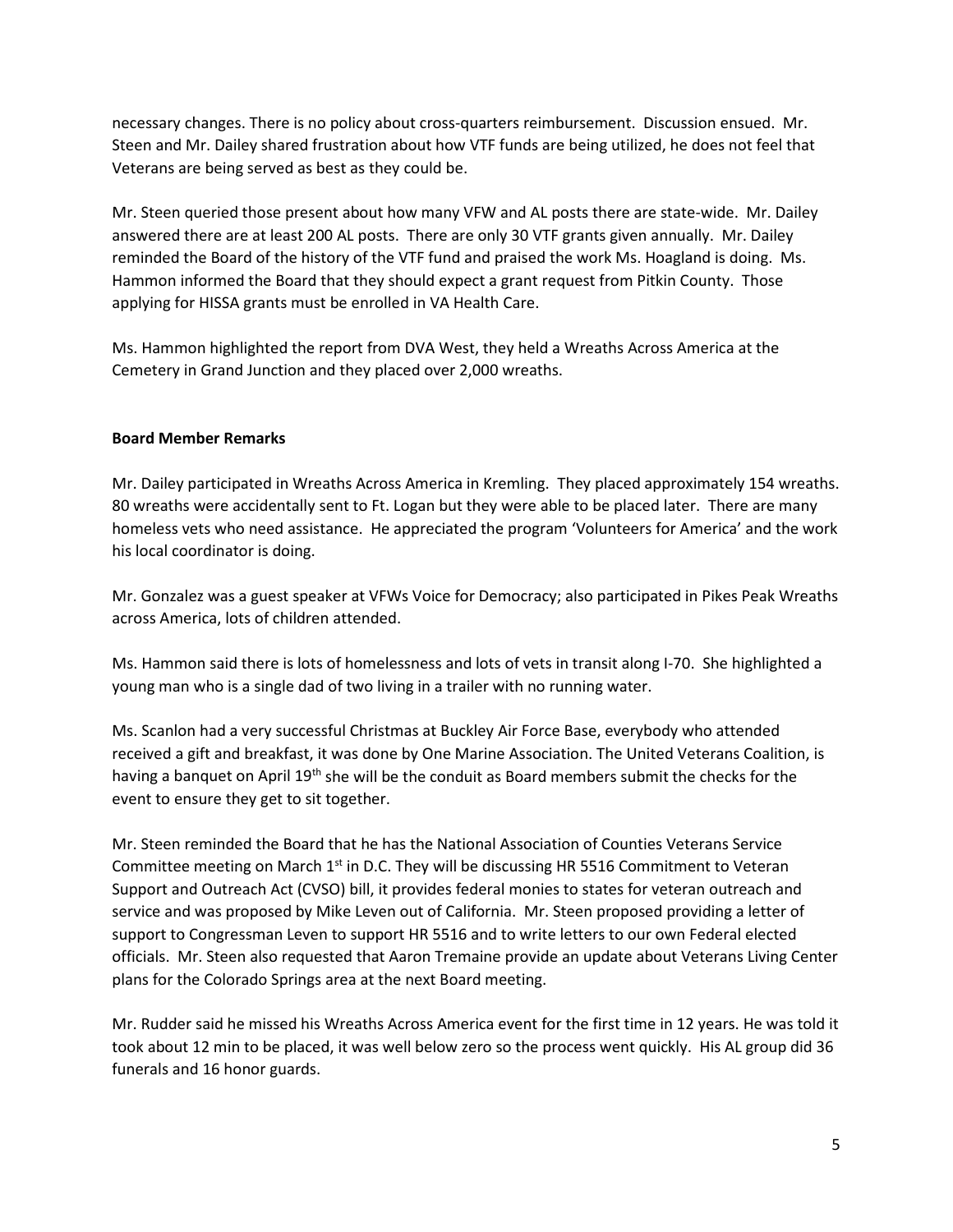necessary changes. There is no policy about cross-quarters reimbursement. Discussion ensued. Mr. Steen and Mr. Dailey shared frustration about how VTF funds are being utilized, he does not feel that Veterans are being served as best as they could be.

Mr. Steen queried those present about how many VFW and AL posts there are state-wide. Mr. Dailey answered there are at least 200 AL posts. There are only 30 VTF grants given annually. Mr. Dailey reminded the Board of the history of the VTF fund and praised the work Ms. Hoagland is doing. Ms. Hammon informed the Board that they should expect a grant request from Pitkin County. Those applying for HISSA grants must be enrolled in VA Health Care.

Ms. Hammon highlighted the report from DVA West, they held a Wreaths Across America at the Cemetery in Grand Junction and they placed over 2,000 wreaths.

**Board Member Remarks**

Mr. Dailey participated in Wreaths Across America in Kremling. They placed approximately 154 wreaths. 80 wreaths were accidentally sent to Ft. Logan but they were able to be placed later. There are many homeless vets who need assistance. He appreciated the program 'Volunteers for America' and the work his local coordinator is doing.

Mr. Gonzalez was a guest speaker at VFWs Voice for Democracy; also participated in Pikes Peak Wreaths across America, lots of children attended.

Ms. Hammon said there is lots of homelessness and lots of vets in transit along I-70. She highlighted a young man who is a single dad of two living in a trailer with no running water.

Ms. Scanlon had a very successful Christmas at Buckley Air Force Base, everybody who attended received a gift and breakfast, it was done by One Marine Association. The United Veterans Coalition, is having a banquet on April 19th she will be the conduit as Board members submit the checks for the event to ensure they get to sit together.

Mr. Steen reminded the Board that he has the National Association of Counties Veterans Service Committee meeting on March 1st in D.C. They will be discussing HR 5516 Commitment to Veteran Support and Outreach Act (CVSO) bill, it provides federal monies to states for veteran outreach and service and was proposed by Mike Leven out of California. Mr. Steen proposed providing a letter of support to Congressman Leven to support HR 5516 and to write letters to our own Federal elected officials. Mr. Steen also requested that Aaron Tremaine provide an update about Veterans Living Center plans for the Colorado Springs area at the next Board meeting.

Mr. Rudder said he missed his Wreaths Across America event for the first time in 12 years. He was told it took about 12 min to be placed, it was well below zero so the process went quickly. His AL group did 36 funerals and 16 honor guards.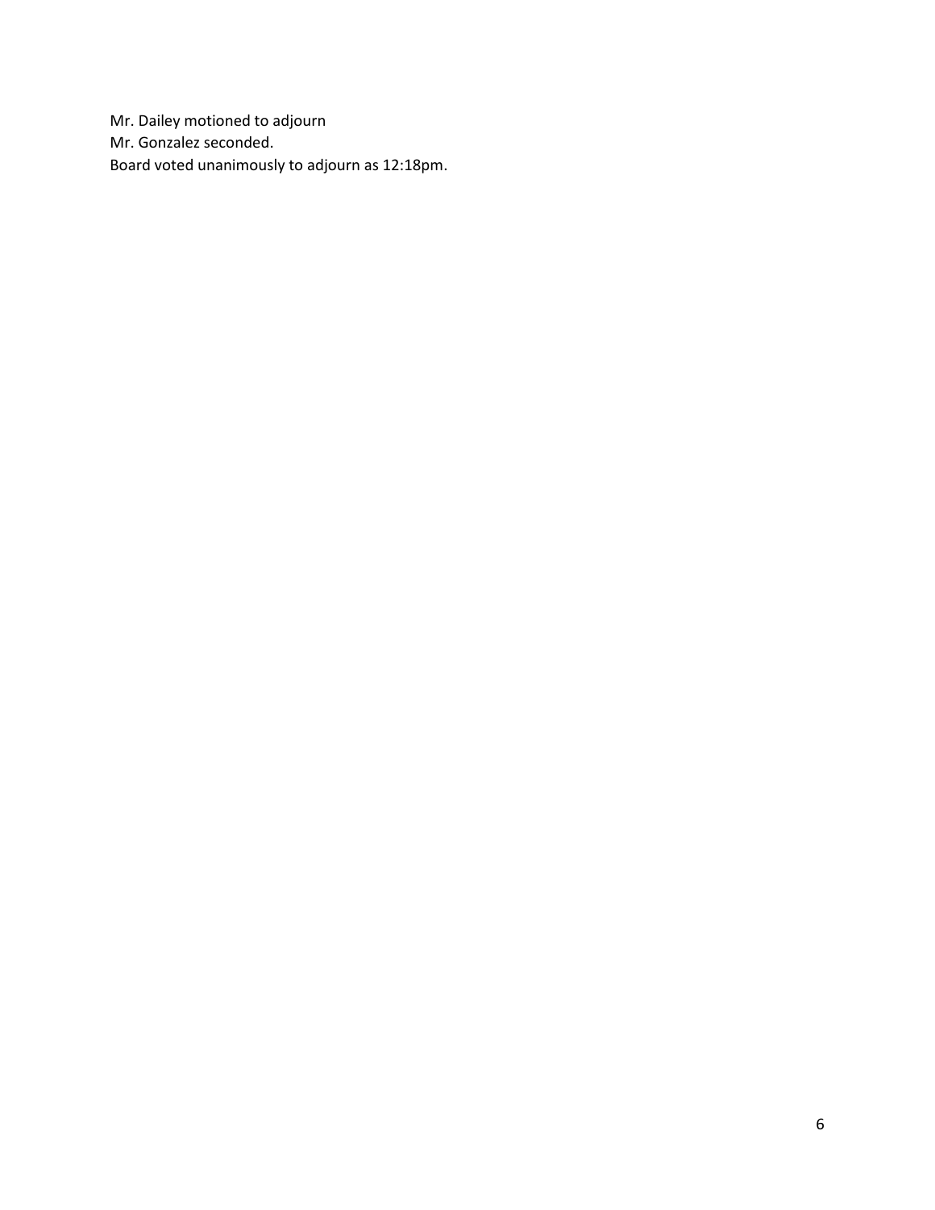Mr. Dailey motioned to adjourn
Mr. Gonzalez seconded.
Board voted unanimously to adjourn as 12:18pm.